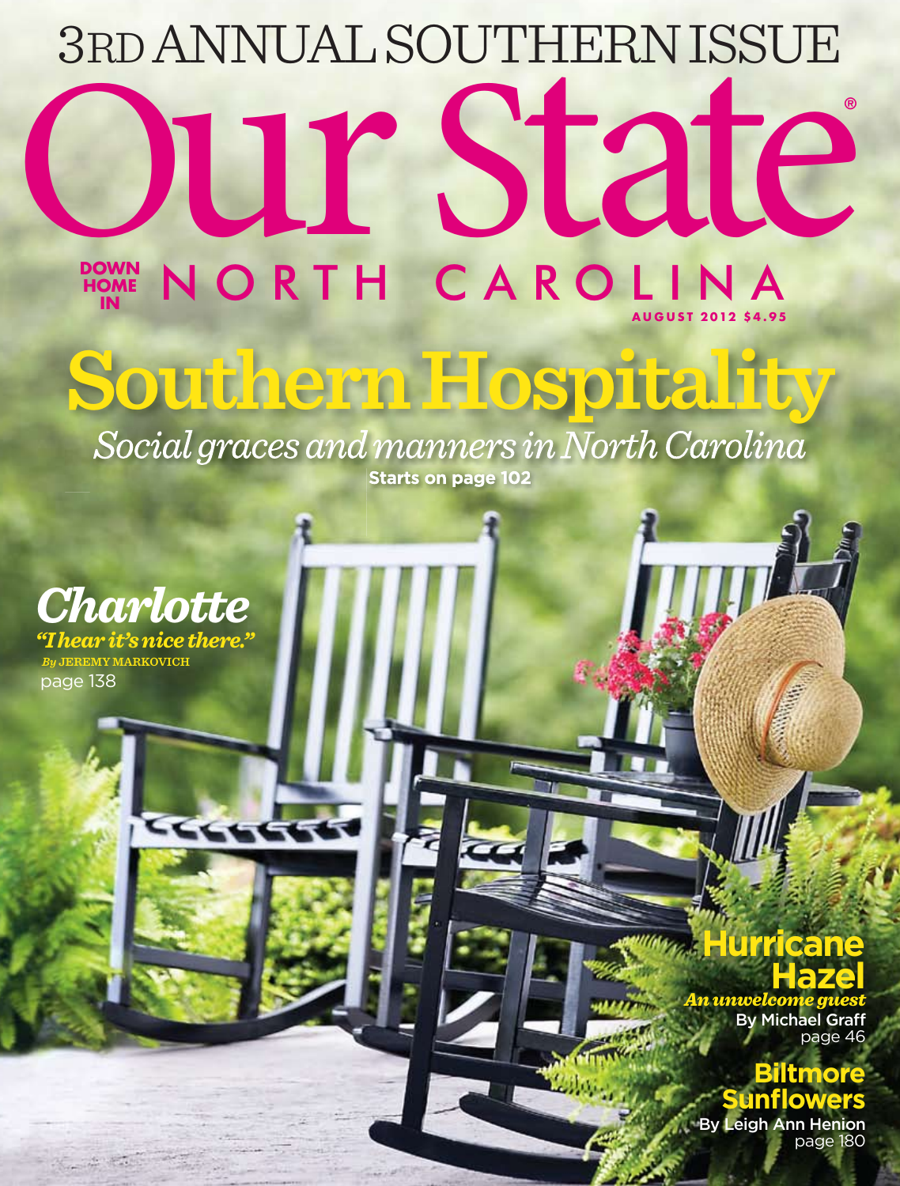3RD ANNUAL SOUTHERN ISSUE

# Our State®

DOWN HOME IN NORTH CAROLINA

AUGUST 2012 $4.95

## Southern Hospitality

*Social graces and manners in North Carolina*

**Starts on page 102**

### *Charlotte*

***"I hear it's nice there."***

*By* JEREMY MARKOVICH

page 138

### Hurricane Hazel

***An unwelcome guest***

**By Michael Graff**

page 46

### Biltmore Sunflowers

**By Leigh Ann Henion**

page 180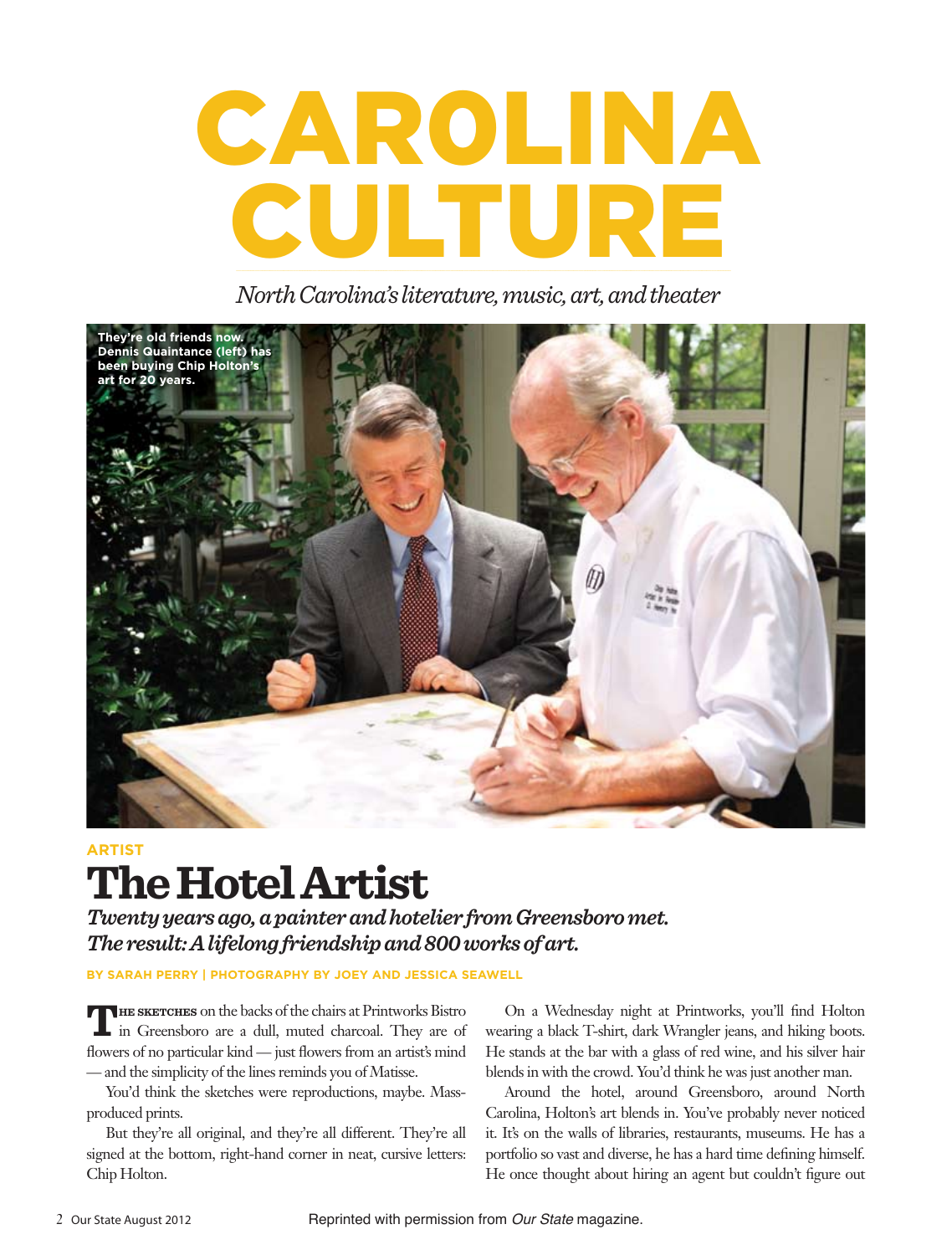# CAROLINA CULTURE

*North Carolina's literature, music, art, and theater*

They're old friends now. Dennis Quaintance (left) has been buying Chip Holton's art for 20 years.

**ARTIST**

## The Hotel Artist

***Twenty years ago, a painter and hotelier from Greensboro met. The result: A lifelong friendship and 800 works of art.***

**BY SARAH PERRY | PHOTOGRAPHY BY JOEY AND JESSICA SEAWELL**

**THE SKETCHES** on the backs of the chairs at Printworks Bistro in Greensboro are a dull, muted charcoal. They are of flowers of no particular kind — just flowers from an artist's mind — and the simplicity of the lines reminds you of Matisse.

You'd think the sketches were reproductions, maybe. Mass-produced prints.

But they're all original, and they're all different. They're all signed at the bottom, right-hand corner in neat, cursive letters: Chip Holton.

On a Wednesday night at Printworks, you'll find Holton wearing a black T-shirt, dark Wrangler jeans, and hiking boots. He stands at the bar with a glass of red wine, and his silver hair blends in with the crowd. You'd think he was just another man.

Around the hotel, around Greensboro, around North Carolina, Holton's art blends in. You've probably never noticed it. It's on the walls of libraries, restaurants, museums. He has a portfolio so vast and diverse, he has a hard time defining himself. He once thought about hiring an agent but couldn't figure out

Reprinted with permission from *Our State* magazine.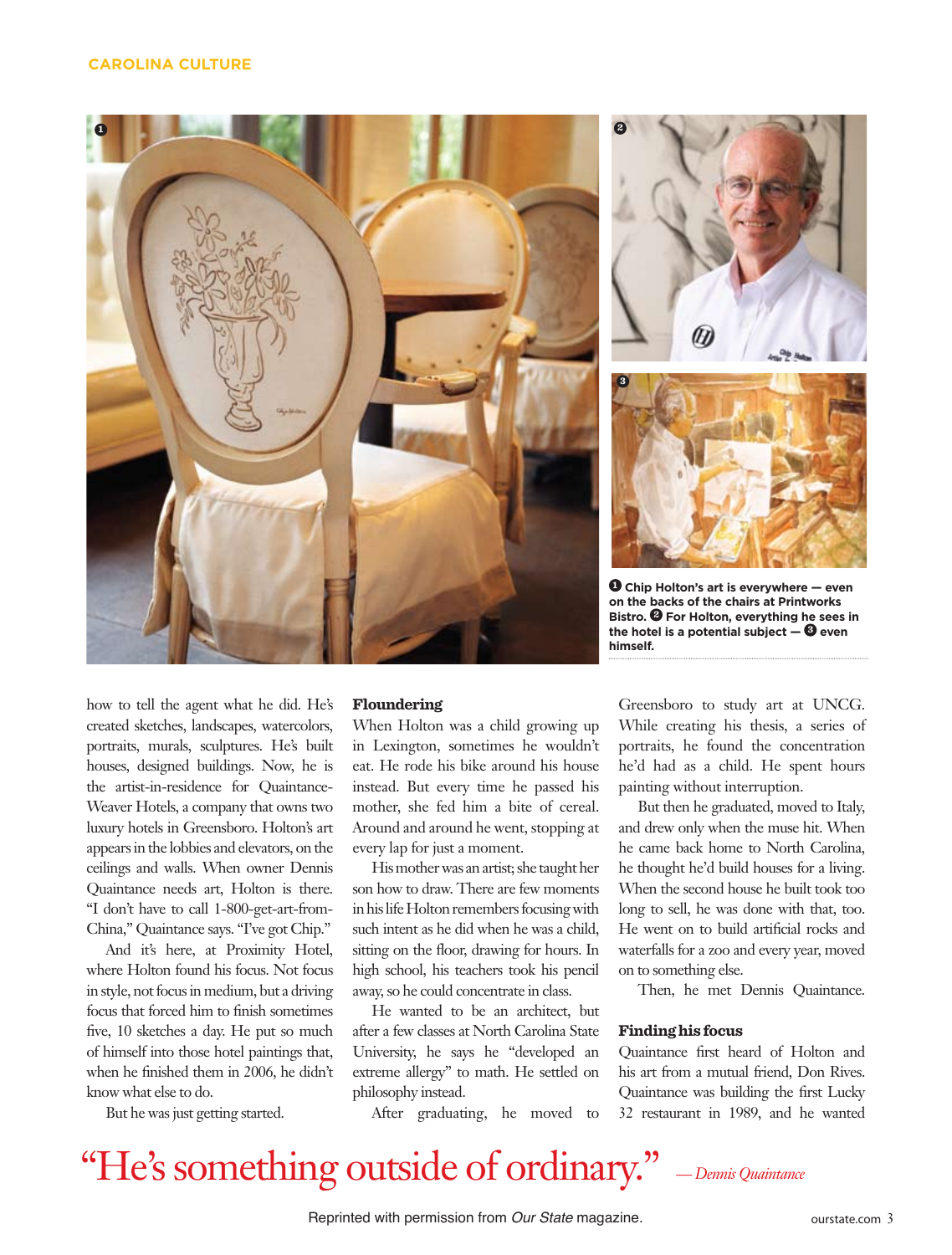❶ Chip Holton's art is everywhere — even on the backs of the chairs at Printworks Bistro. ❷ For Holton, everything he sees in the hotel is a potential subject — ❸ even himself.

how to tell the agent what he did. He's created sketches, landscapes, watercolors, portraits, murals, sculptures. He's built houses, designed buildings. Now, he is the artist-in-residence for Quaintance-Weaver Hotels, a company that owns two luxury hotels in Greensboro. Holton's art appears in the lobbies and elevators, on the ceilings and walls. When owner Dennis Quaintance needs art, Holton is there. "I don't have to call 1-800-get-art-from-China," Quaintance says. "I've got Chip."

And it's here, at Proximity Hotel, where Holton found his focus. Not focus in style, not focus in medium, but a driving focus that forced him to finish sometimes five, 10 sketches a day. He put so much of himself into those hotel paintings that, when he finished them in 2006, he didn't know what else to do.

But he was just getting started.

## Floundering

When Holton was a child growing up in Lexington, sometimes he wouldn't eat. He rode his bike around his house instead. But every time he passed his mother, she fed him a bite of cereal. Around and around he went, stopping at every lap for just a moment.

His mother was an artist; she taught her son how to draw. There are few moments in his life Holton remembers focusing with such intent as he did when he was a child, sitting on the floor, drawing for hours. In high school, his teachers took his pencil away, so he could concentrate in class.

He wanted to be an architect, but after a few classes at North Carolina State University, he says he "developed an extreme allergy" to math. He settled on philosophy instead.

After graduating, he moved to Greensboro to study art at UNCG. While creating his thesis, a series of portraits, he found the concentration he'd had as a child. He spent hours painting without interruption.

But then he graduated, moved to Italy, and drew only when the muse hit. When he came back home to North Carolina, he thought he'd build houses for a living. When the second house he built took too long to sell, he was done with that, too. He went on to build artificial rocks and waterfalls for a zoo and every year, moved on to something else.

Then, he met Dennis Quaintance.

## Finding his focus

Quaintance first heard of Holton and his art from a mutual friend, Don Rives. Quaintance was building the first Lucky 32 restaurant in 1989, and he wanted

"He's something outside of ordinary." *— Dennis Quaintance*

Reprinted with permission from *Our State* magazine.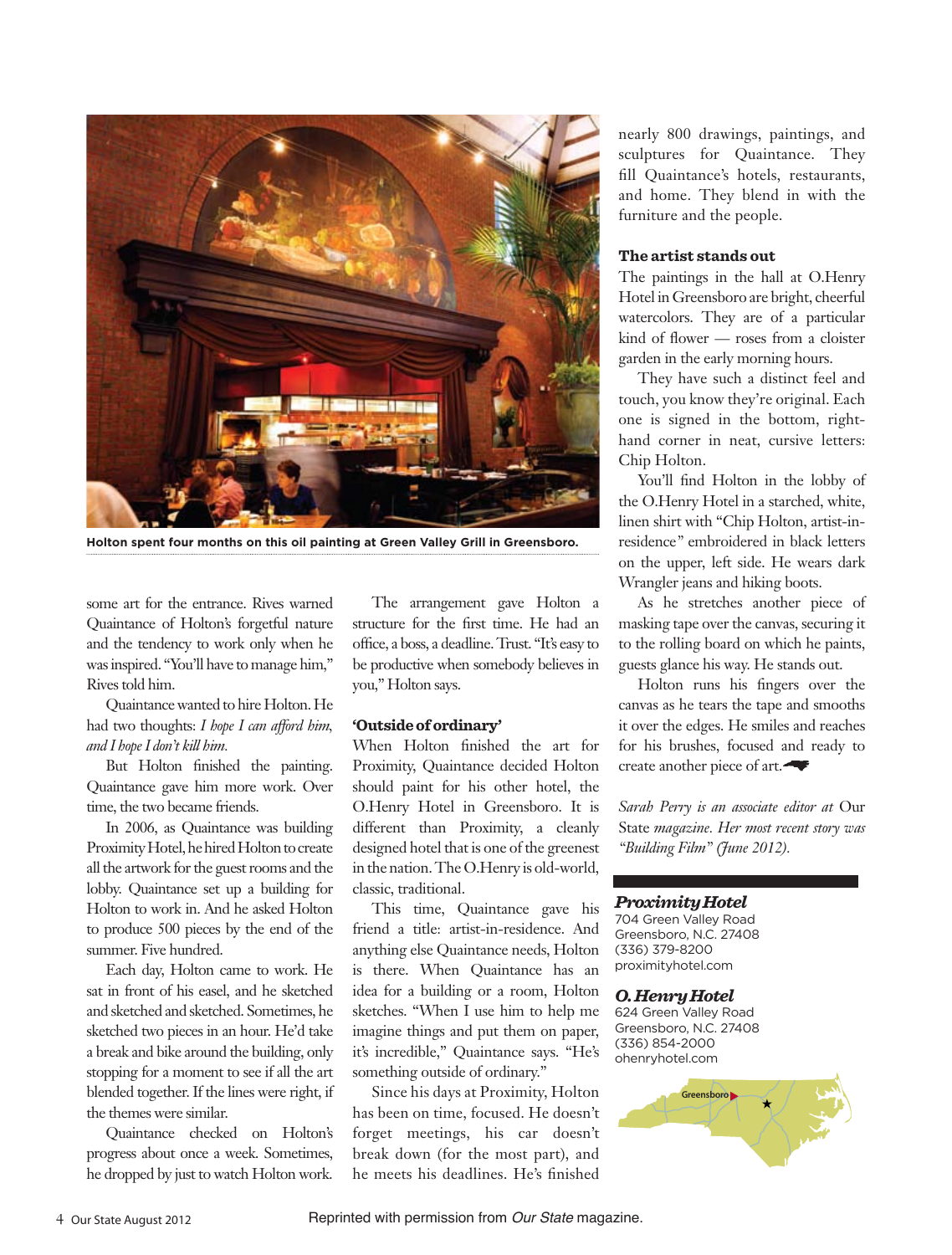Holton spent four months on this oil painting at Green Valley Grill in Greensboro.

some art for the entrance. Rives warned Quaintance of Holton's forgetful nature and the tendency to work only when he was inspired. "You'll have to manage him," Rives told him.

Quaintance wanted to hire Holton. He had two thoughts: *I hope I can afford him, and I hope I don't kill him.*

But Holton finished the painting. Quaintance gave him more work. Over time, the two became friends.

In 2006, as Quaintance was building Proximity Hotel, he hired Holton to create all the artwork for the guest rooms and the lobby. Quaintance set up a building for Holton to work in. And he asked Holton to produce 500 pieces by the end of the summer. Five hundred.

Each day, Holton came to work. He sat in front of his easel, and he sketched and sketched and sketched. Sometimes, he sketched two pieces in an hour. He'd take a break and bike around the building, only stopping for a moment to see if all the art blended together. If the lines were right, if the themes were similar.

Quaintance checked on Holton's progress about once a week. Sometimes, he dropped by just to watch Holton work.

The arrangement gave Holton a structure for the first time. He had an office, a boss, a deadline. Trust. "It's easy to be productive when somebody believes in you," Holton says.

### 'Outside of ordinary'

When Holton finished the art for Proximity, Quaintance decided Holton should paint for his other hotel, the O.Henry Hotel in Greensboro. It is different than Proximity, a cleanly designed hotel that is one of the greenest in the nation. The O.Henry is old-world, classic, traditional.

This time, Quaintance gave his friend a title: artist-in-residence. And anything else Quaintance needs, Holton is there. When Quaintance has an idea for a building or a room, Holton sketches. "When I use him to help me imagine things and put them on paper, it's incredible," Quaintance says. "He's something outside of ordinary."

Since his days at Proximity, Holton has been on time, focused. He doesn't forget meetings, his car doesn't break down (for the most part), and he meets his deadlines. He's finished nearly 800 drawings, paintings, and sculptures for Quaintance. They fill Quaintance's hotels, restaurants, and home. They blend in with the furniture and the people.

### The artist stands out

The paintings in the hall at O.Henry Hotel in Greensboro are bright, cheerful watercolors. They are of a particular kind of flower — roses from a cloister garden in the early morning hours.

They have such a distinct feel and touch, you know they're original. Each one is signed in the bottom, right-hand corner in neat, cursive letters: Chip Holton.

You'll find Holton in the lobby of the O.Henry Hotel in a starched, white, linen shirt with "Chip Holton, artist-in-residence" embroidered in black letters on the upper, left side. He wears dark Wrangler jeans and hiking boots.

As he stretches another piece of masking tape over the canvas, securing it to the rolling board on which he paints, guests glance his way. He stands out.

Holton runs his fingers over the canvas as he tears the tape and smooths it over the edges. He smiles and reaches for his brushes, focused and ready to create another piece of art.

*Sarah Perry is an associate editor at* Our State *magazine. Her most recent story was "Building Film" (June 2012).*

**Proximity Hotel**
704 Green Valley Road
Greensboro, N.C. 27408
(336) 379-8200
proximityhotel.com

**O.Henry Hotel**
624 Green Valley Road
Greensboro, N.C. 27408
(336) 854-2000
ohenryhotel.com

Greensboro

Reprinted with permission from *Our State* magazine.